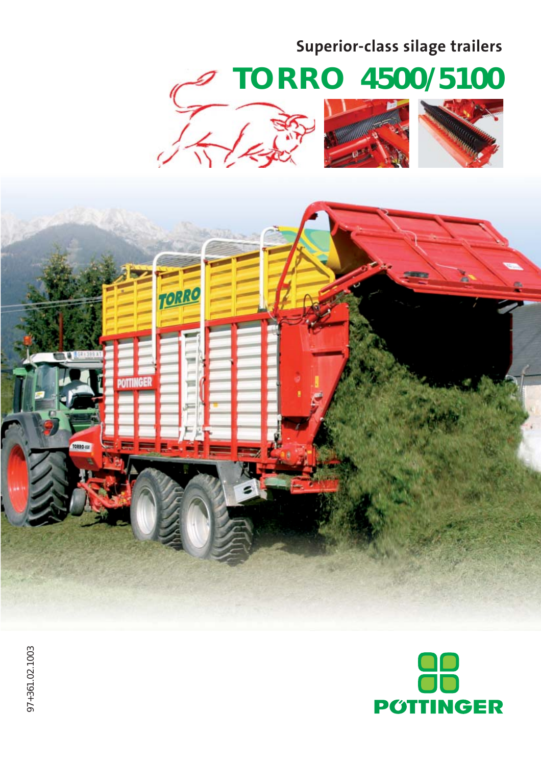Superior-class silage trailers

# TORRO 4500/5100

97+361.02.1003

PÖTTINGER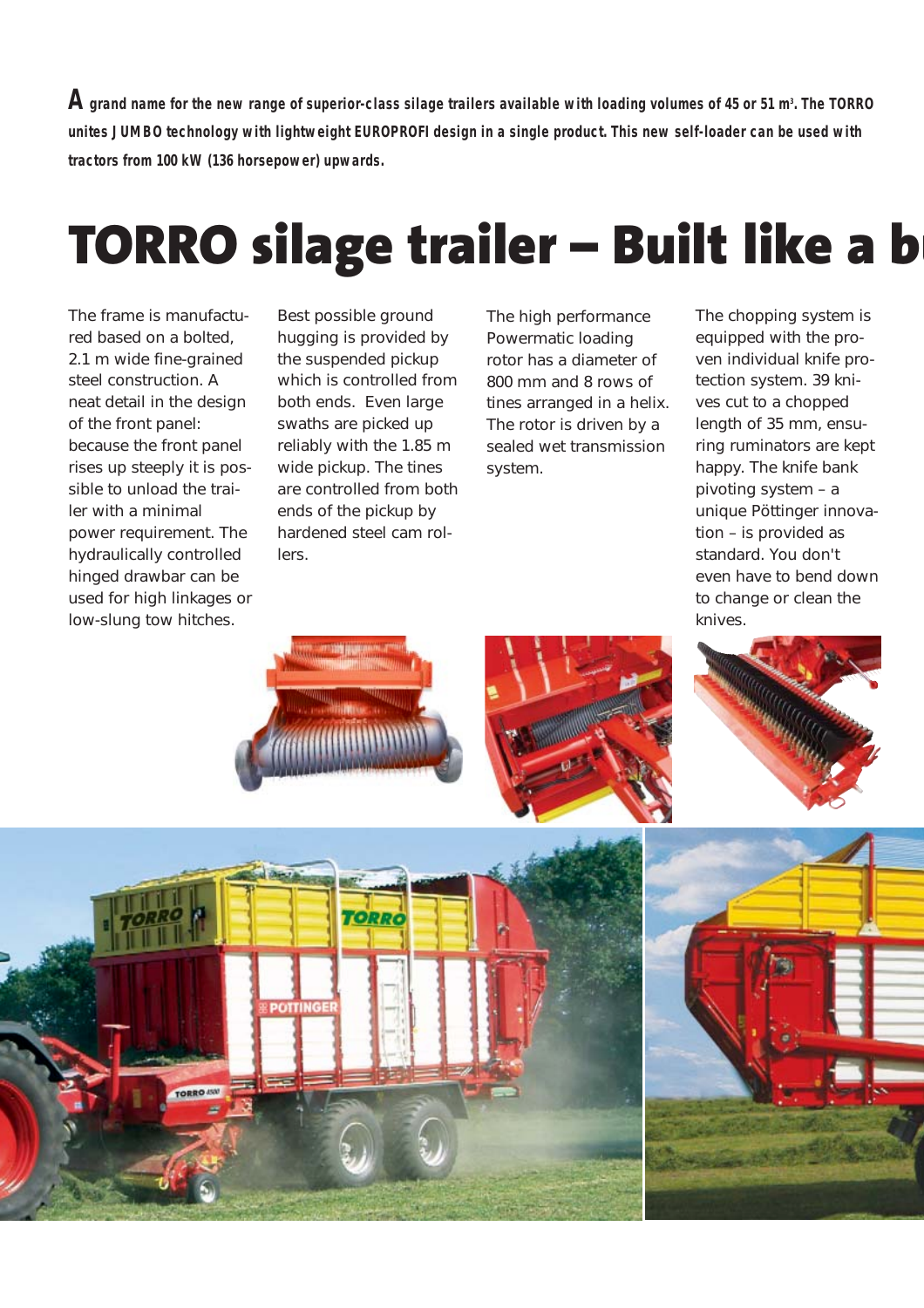**A grand name for the new range of superior-class silage trailers available with loading volumes of 45 or 51 m³. The TORRO unites JUMBO technology with lightweight EUROPROFI design in a single product. This new self-loader can be used with tractors from 100 kW (136 horsepower) upwards.**

# TORRO silage trailer – Built like a b

The frame is manufactured based on a bolted, 2.1 m wide fine-grained steel construction. A neat detail in the design of the front panel: because the front panel rises up steeply it is possible to unload the trailer with a minimal power requirement. The hydraulically controlled hinged drawbar can be used for high linkages or low-slung tow hitches.

Best possible ground hugging is provided by the suspended pickup which is controlled from both ends. Even large swaths are picked up reliably with the 1.85 m wide pickup. The tines are controlled from both ends of the pickup by hardened steel cam rollers.

The high performance Powermatic loading rotor has a diameter of 800 mm and 8 rows of tines arranged in a helix. The rotor is driven by a sealed wet transmission system.

The chopping system is equipped with the proven individual knife protection system. 39 knives cut to a chopped length of 35 mm, ensuring ruminators are kept happy. The knife bank pivoting system – a unique Pöttinger innovation – is provided as standard. You don't even have to bend down to change or clean the knives.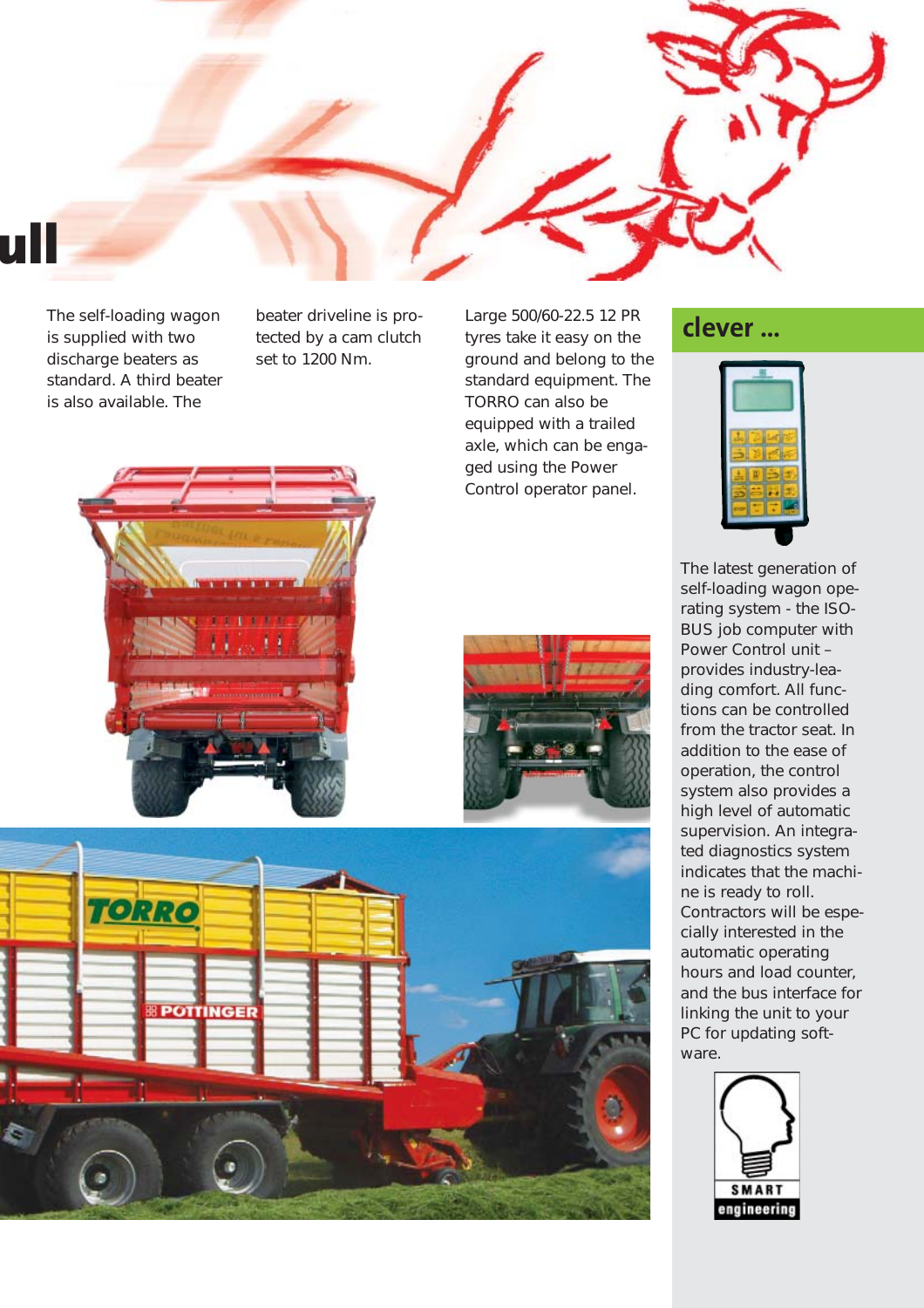# ull

The self-loading wagon is supplied with two discharge beaters as standard. A third beater is also available. The beater driveline is protected by a cam clutch set to 1200 Nm.

Large 500/60-22.5 12 PR tyres take it easy on the ground and belong to the standard equipment. The TORRO can also be equipped with a trailed axle, which can be engaged using the Power Control operator panel.

## clever ...

The latest generation of self-loading wagon operating system - the ISO-BUS job computer with Power Control unit – provides industry-leading comfort. All functions can be controlled from the tractor seat. In addition to the ease of operation, the control system also provides a high level of automatic supervision. An integrated diagnostics system indicates that the machine is ready to roll. Contractors will be especially interested in the automatic operating hours and load counter, and the bus interface for linking the unit to your PC for updating software.

SMART engineering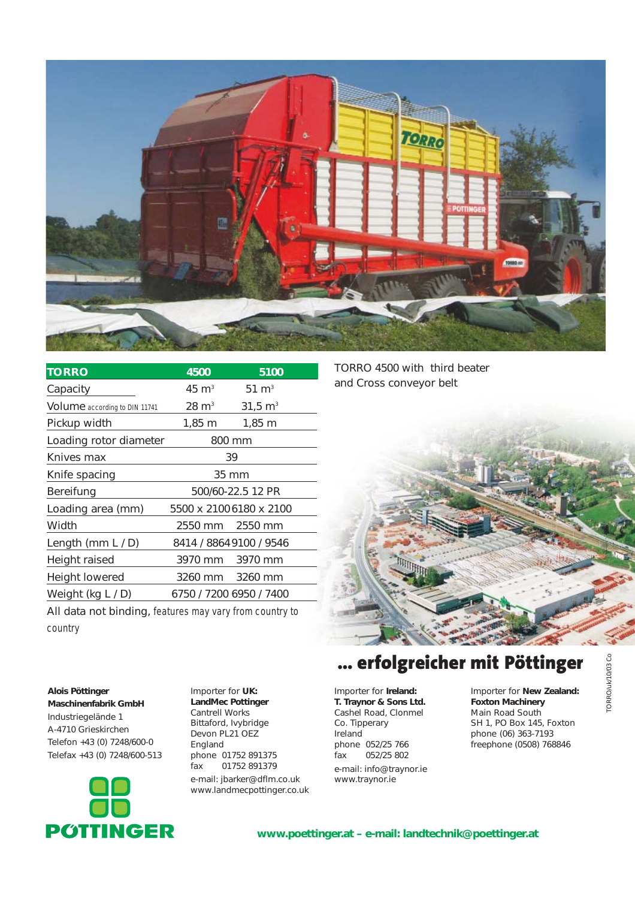| TORRO | 4500 | 5100 |
|---|---|---|
| Capacity | 45 m³ | 51 m³ |
| Volume according to DIN 11741 | 28 m³ | 31,5 m³ |
| Pickup width | 1,85 m | 1,85 m |
| Loading rotor diameter | 800 mm | |
| Knives max | 39 | |
| Knife spacing | 35 mm | |
| Bereifung | 500/60-22.5 12 PR | |
| Loading area (mm) | 5500 x 2100 | 6180 x 2100 |
| Width | 2550 mm | 2550 mm |
| Length (mm L / D) | 8414 / 8864 | 9100 / 9546 |
| Height raised | 3970 mm | 3970 mm |
| Height lowered | 3260 mm | 3260 mm |
| Weight (kg L / D) | 6750 / 7200 | 6950 / 7400 |

All data not binding, features may vary from country to country

TORRO 4500 with third beater and Cross conveyor belt

## ... erfolgreicher mit Pöttinger

**Alois Pöttinger Maschinenfabrik GmbH**
Industriegelände 1
A-4710 Grieskirchen
Telefon +43 (0) 7248/600-0
Telefax +43 (0) 7248/600-513

Importer for **UK:**
**LandMec Pottinger**
Cantrell Works
Bittaford, Ivybridge
Devon PL21 OEZ
England
phone 01752 891375
fax 01752 891379
e-mail: jbarker@dflm.co.uk
www.landmecpottinger.co.uk

Importer for **Ireland:**
**T. Traynor & Sons Ltd.**
Cashel Road, Clonmel
Co. Tipperary
Ireland
phone 052/25 766
fax 052/25 802
e-mail: info@traynor.ie
www.traynor.ie

Importer for **New Zealand:**
**Foxton Machinery**
Main Road South
SH 1, PO Box 145, Foxton
phone (06) 363-7193
freephone (0508) 768846

PÖTTINGER

**www.poettinger.at – e-mail: landtechnik@poettinger.at**

TORRO/uk/10/03 Co